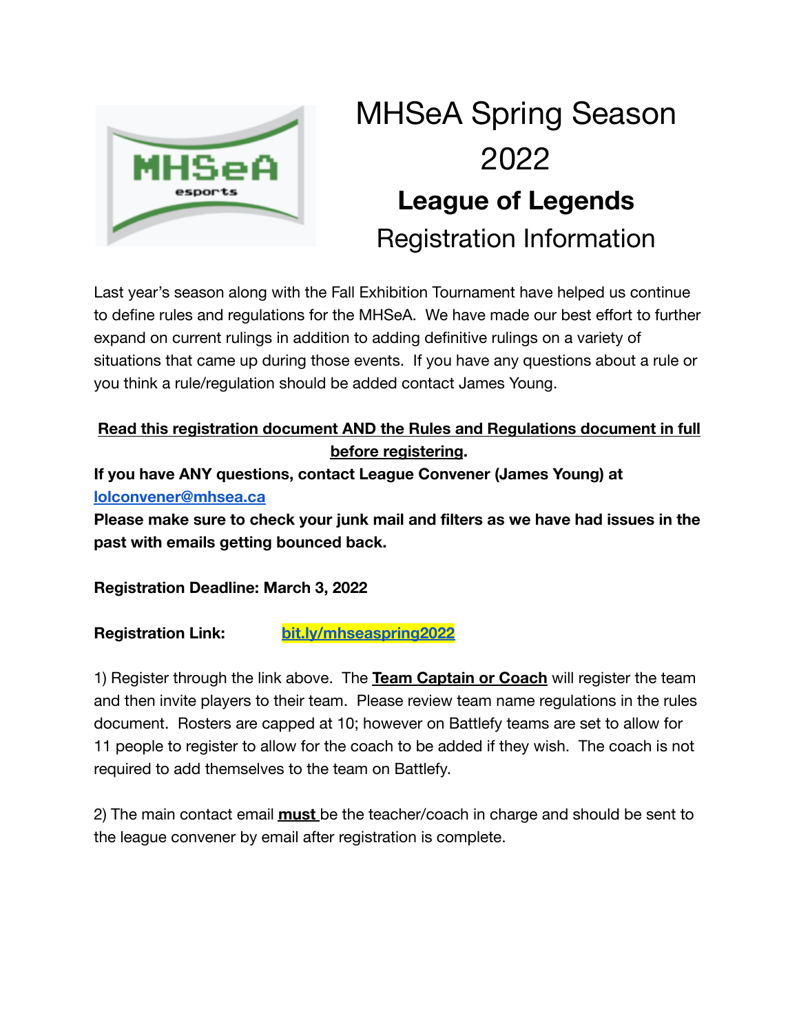# MHSeA Spring Season 2022

## League of Legends

Registration Information

Last year's season along with the Fall Exhibition Tournament have helped us continue to define rules and regulations for the MHSeA. We have made our best effort to further expand on current rulings in addition to adding definitive rulings on a variety of situations that came up during those events. If you have any questions about a rule or you think a rule/regulation should be added contact James Young.

**Read this registration document AND the Rules and Regulations document in full before registering.**

**If you have ANY questions, contact League Convener (James Young) at [lolconvener@mhsea.ca](mailto:lolconvener@mhsea.ca)**

**Please make sure to check your junk mail and filters as we have had issues in the past with emails getting bounced back.**

**Registration Deadline: March 3, 2022**

**Registration Link:** [bit.ly/mhseaspring2022](https://bit.ly/mhseaspring2022)

1) Register through the link above. The **Team Captain or Coach** will register the team and then invite players to their team. Please review team name regulations in the rules document. Rosters are capped at 10; however on Battlefy teams are set to allow for 11 people to register to allow for the coach to be added if they wish. The coach is not required to add themselves to the team on Battlefy.

2) The main contact email **must** be the teacher/coach in charge and should be sent to the league convener by email after registration is complete.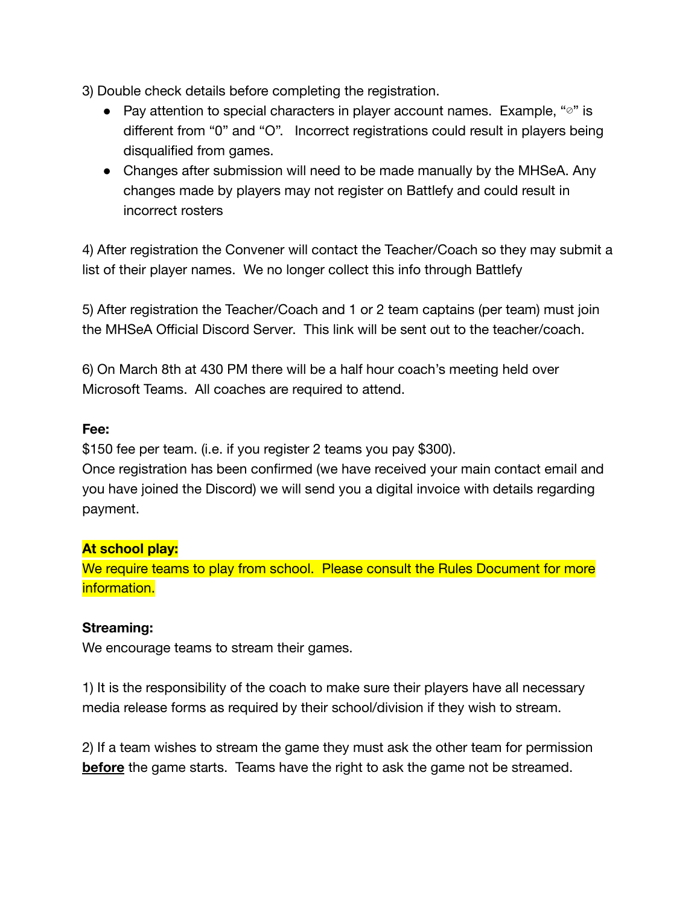3) Double check details before completing the registration.

- Pay attention to special characters in player account names. Example, "⌀" is different from "0" and "O". Incorrect registrations could result in players being disqualified from games.
- Changes after submission will need to be made manually by the MHSeA. Any changes made by players may not register on Battlefy and could result in incorrect rosters

4) After registration the Convener will contact the Teacher/Coach so they may submit a list of their player names. We no longer collect this info through Battlefy

5) After registration the Teacher/Coach and 1 or 2 team captains (per team) must join the MHSeA Official Discord Server. This link will be sent out to the teacher/coach.

6) On March 8th at 430 PM there will be a half hour coach's meeting held over Microsoft Teams. All coaches are required to attend.

**Fee:**

$150 fee per team. (i.e. if you register 2 teams you pay $300).
Once registration has been confirmed (we have received your main contact email and you have joined the Discord) we will send you a digital invoice with details regarding payment.

**At school play:**

We require teams to play from school. Please consult the Rules Document for more information.

**Streaming:**

We encourage teams to stream their games.

1) It is the responsibility of the coach to make sure their players have all necessary media release forms as required by their school/division if they wish to stream.

2) If a team wishes to stream the game they must ask the other team for permission **before** the game starts. Teams have the right to ask the game not be streamed.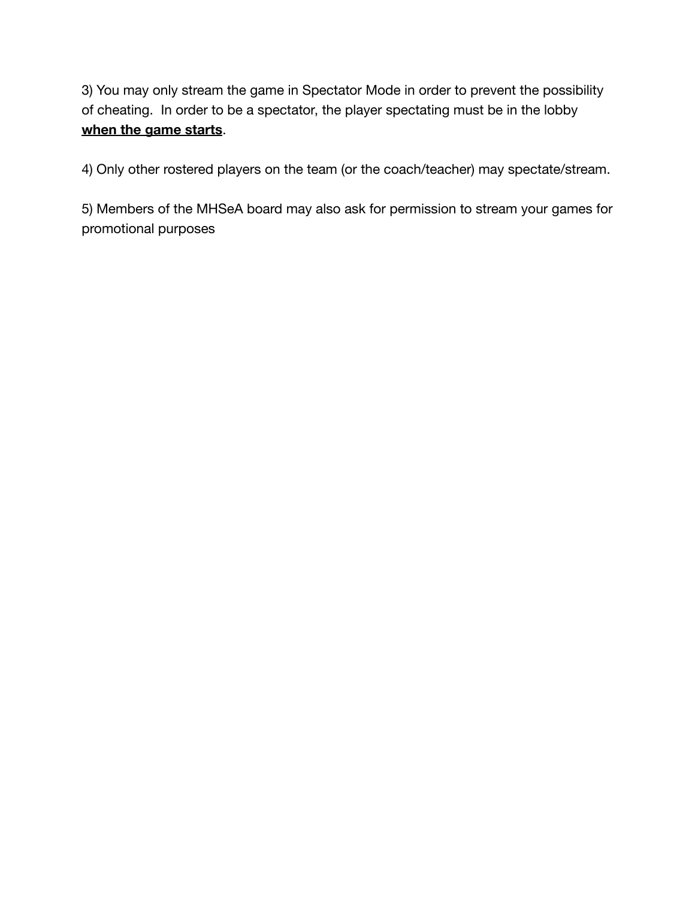3) You may only stream the game in Spectator Mode in order to prevent the possibility of cheating.  In order to be a spectator, the player spectating must be in the lobby **<u>when the game starts</u>**.

4) Only other rostered players on the team (or the coach/teacher) may spectate/stream.

5) Members of the MHSeA board may also ask for permission to stream your games for promotional purposes